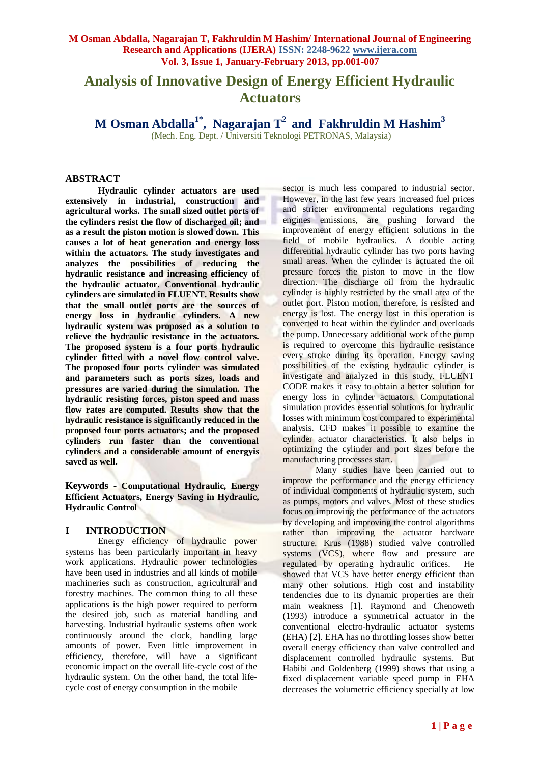# Analysis of Innovative Design of Energy Efficient Hydraulic Actuators

**M Osman Abdalla[1*], Nagarajan T[2] and Fakhruldin M Hashim[3]**

(Mech. Eng. Dept. / Universiti Teknologi PETRONAS, Malaysia)

## ABSTRACT

**Hydraulic cylinder actuators are used extensively in industrial, construction and agricultural works. The small sized outlet ports of the cylinders resist the flow of discharged oil; and as a result the piston motion is slowed down. This causes a lot of heat generation and energy loss within the actuators. The study investigates and analyzes the possibilities of reducing the hydraulic resistance and increasing efficiency of the hydraulic actuator. Conventional hydraulic cylinders are simulated in FLUENT. Results show that the small outlet ports are the sources of energy loss in hydraulic cylinders. A new hydraulic system was proposed as a solution to relieve the hydraulic resistance in the actuators. The proposed system is a four ports hydraulic cylinder fitted with a novel flow control valve. The proposed four ports cylinder was simulated and parameters such as ports sizes, loads and pressures are varied during the simulation. The hydraulic resisting forces, piston speed and mass flow rates are computed. Results show that the hydraulic resistance is significantly reduced in the proposed four ports actuators; and the proposed cylinders run faster than the conventional cylinders and a considerable amount of energyis saved as well.**

**Keywords - Computational Hydraulic, Energy Efficient Actuators, Energy Saving in Hydraulic, Hydraulic Control**

## I INTRODUCTION

Energy efficiency of hydraulic power systems has been particularly important in heavy work applications. Hydraulic power technologies have been used in industries and all kinds of mobile machineries such as construction, agricultural and forestry machines. The common thing to all these applications is the high power required to perform the desired job, such as material handling and harvesting. Industrial hydraulic systems often work continuously around the clock, handling large amounts of power. Even little improvement in efficiency, therefore, will have a significant economic impact on the overall life-cycle cost of the hydraulic system. On the other hand, the total life-cycle cost of energy consumption in the mobile sector is much less compared to industrial sector. However, in the last few years increased fuel prices and stricter environmental regulations regarding engines emissions, are pushing forward the improvement of energy efficient solutions in the field of mobile hydraulics. A double acting differential hydraulic cylinder has two ports having small areas. When the cylinder is actuated the oil pressure forces the piston to move in the flow direction. The discharge oil from the hydraulic cylinder is highly restricted by the small area of the outlet port. Piston motion, therefore, is resisted and energy is lost. The energy lost in this operation is converted to heat within the cylinder and overloads the pump. Unnecessary additional work of the pump is required to overcome this hydraulic resistance every stroke during its operation. Energy saving possibilities of the existing hydraulic cylinder is investigate and analyzed in this study. FLUENT CODE makes it easy to obtain a better solution for energy loss in cylinder actuators. Computational simulation provides essential solutions for hydraulic losses with minimum cost compared to experimental analysis. CFD makes it possible to examine the cylinder actuator characteristics. It also helps in optimizing the cylinder and port sizes before the manufacturing processes start.

Many studies have been carried out to improve the performance and the energy efficiency of individual components of hydraulic system, such as pumps, motors and valves. Most of these studies focus on improving the performance of the actuators by developing and improving the control algorithms rather than improving the actuator hardware structure. Krus (1988) studied valve controlled systems (VCS), where flow and pressure are regulated by operating hydraulic orifices. He showed that VCS have better energy efficient than many other solutions. High cost and instability tendencies due to its dynamic properties are their main weakness [1]. Raymond and Chenoweth (1993) introduce a symmetrical actuator in the conventional electro-hydraulic actuator systems (EHA) [2]. EHA has no throttling losses show better overall energy efficiency than valve controlled and displacement controlled hydraulic systems. But Habibi and Goldenberg (1999) shows that using a fixed displacement variable speed pump in EHA decreases the volumetric efficiency specially at low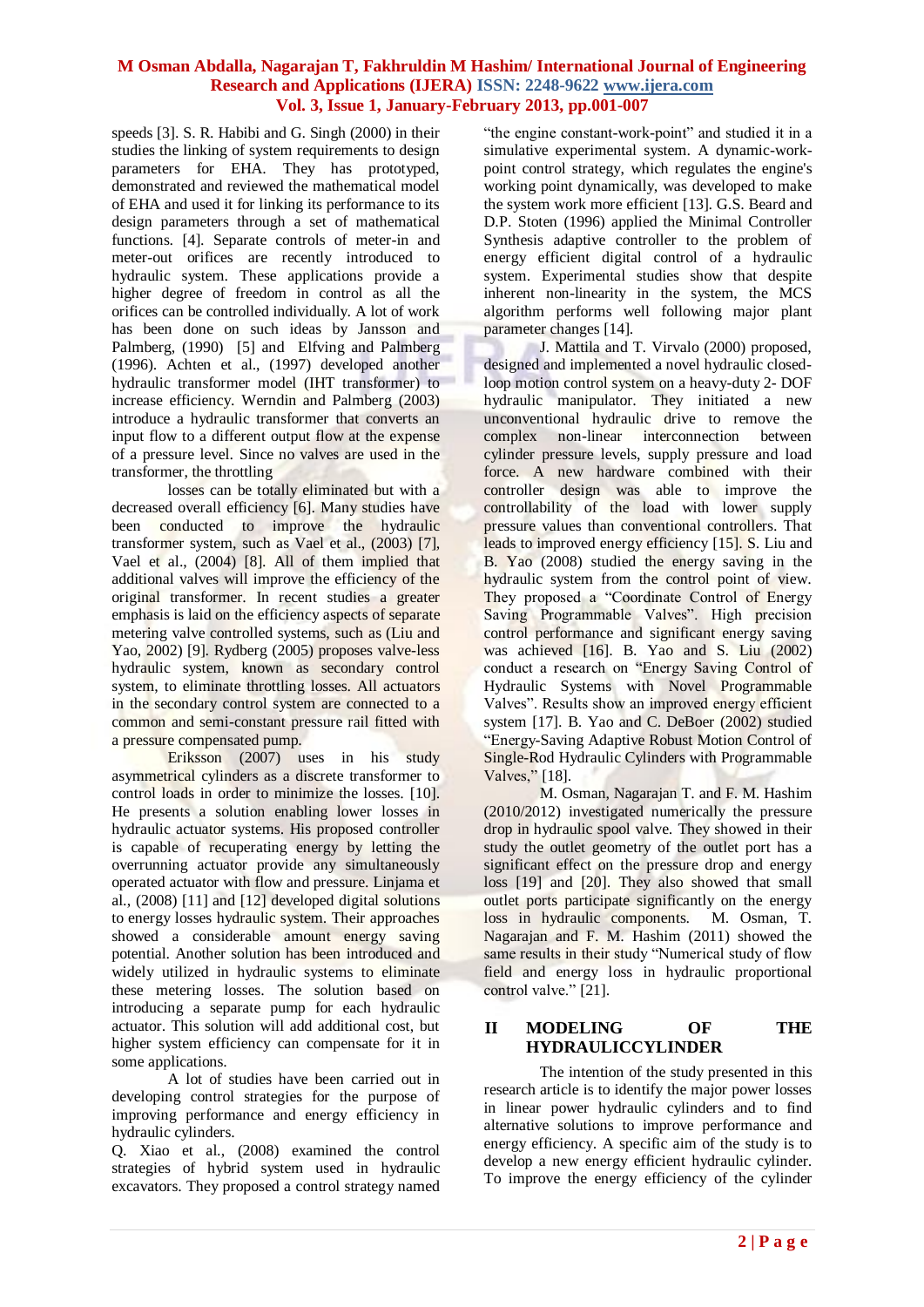speeds [3]. S. R. Habibi and G. Singh (2000) in their studies the linking of system requirements to design parameters for EHA. They has prototyped, demonstrated and reviewed the mathematical model of EHA and used it for linking its performance to its design parameters through a set of mathematical functions. [4]. Separate controls of meter-in and meter-out orifices are recently introduced to hydraulic system. These applications provide a higher degree of freedom in control as all the orifices can be controlled individually. A lot of work has been done on such ideas by Jansson and Palmberg, (1990) [5] and Elfving and Palmberg (1996). Achten et al., (1997) developed another hydraulic transformer model (IHT transformer) to increase efficiency. Werndin and Palmberg (2003) introduce a hydraulic transformer that converts an input flow to a different output flow at the expense of a pressure level. Since no valves are used in the transformer, the throttling

losses can be totally eliminated but with a decreased overall efficiency [6]. Many studies have been conducted to improve the hydraulic transformer system, such as Vael et al., (2003) [7], Vael et al., (2004) [8]. All of them implied that additional valves will improve the efficiency of the original transformer. In recent studies a greater emphasis is laid on the efficiency aspects of separate metering valve controlled systems, such as (Liu and Yao, 2002) [9]. Rydberg (2005) proposes valve-less hydraulic system, known as secondary control system, to eliminate throttling losses. All actuators in the secondary control system are connected to a common and semi-constant pressure rail fitted with a pressure compensated pump.

Eriksson (2007) uses in his study asymmetrical cylinders as a discrete transformer to control loads in order to minimize the losses. [10]. He presents a solution enabling lower losses in hydraulic actuator systems. His proposed controller is capable of recuperating energy by letting the overrunning actuator provide any simultaneously operated actuator with flow and pressure. Linjama et al., (2008) [11] and [12] developed digital solutions to energy losses hydraulic system. Their approaches showed a considerable amount energy saving potential. Another solution has been introduced and widely utilized in hydraulic systems to eliminate these metering losses. The solution based on introducing a separate pump for each hydraulic actuator. This solution will add additional cost, but higher system efficiency can compensate for it in some applications.

A lot of studies have been carried out in developing control strategies for the purpose of improving performance and energy efficiency in hydraulic cylinders.

Q. Xiao et al., (2008) examined the control strategies of hybrid system used in hydraulic excavators. They proposed a control strategy named "the engine constant-work-point" and studied it in a simulative experimental system. A dynamic-work-point control strategy, which regulates the engine's working point dynamically, was developed to make the system work more efficient [13]. G.S. Beard and D.P. Stoten (1996) applied the Minimal Controller Synthesis adaptive controller to the problem of energy efficient digital control of a hydraulic system. Experimental studies show that despite inherent non-linearity in the system, the MCS algorithm performs well following major plant parameter changes [14].

J. Mattila and T. Virvalo (2000) proposed, designed and implemented a novel hydraulic closed-loop motion control system on a heavy-duty 2- DOF hydraulic manipulator. They initiated a new unconventional hydraulic drive to remove the complex non-linear interconnection between cylinder pressure levels, supply pressure and load force. A new hardware combined with their controller design was able to improve the controllability of the load with lower supply pressure values than conventional controllers. That leads to improved energy efficiency [15]. S. Liu and B. Yao (2008) studied the energy saving in the hydraulic system from the control point of view. They proposed a "Coordinate Control of Energy Saving Programmable Valves". High precision control performance and significant energy saving was achieved [16]. B. Yao and S. Liu (2002) conduct a research on "Energy Saving Control of Hydraulic Systems with Novel Programmable Valves". Results show an improved energy efficient system [17]. B. Yao and C. DeBoer (2002) studied "Energy-Saving Adaptive Robust Motion Control of Single-Rod Hydraulic Cylinders with Programmable Valves," [18].

M. Osman, Nagarajan T. and F. M. Hashim (2010/2012) investigated numerically the pressure drop in hydraulic spool valve. They showed in their study the outlet geometry of the outlet port has a significant effect on the pressure drop and energy loss [19] and [20]. They also showed that small outlet ports participate significantly on the energy loss in hydraulic components. M. Osman, T. Nagarajan and F. M. Hashim (2011) showed the same results in their study "Numerical study of flow field and energy loss in hydraulic proportional control valve." [21].

## II MODELING OF THE HYDRAULICCYLINDER

The intention of the study presented in this research article is to identify the major power losses in linear power hydraulic cylinders and to find alternative solutions to improve performance and energy efficiency. A specific aim of the study is to develop a new energy efficient hydraulic cylinder. To improve the energy efficiency of the cylinder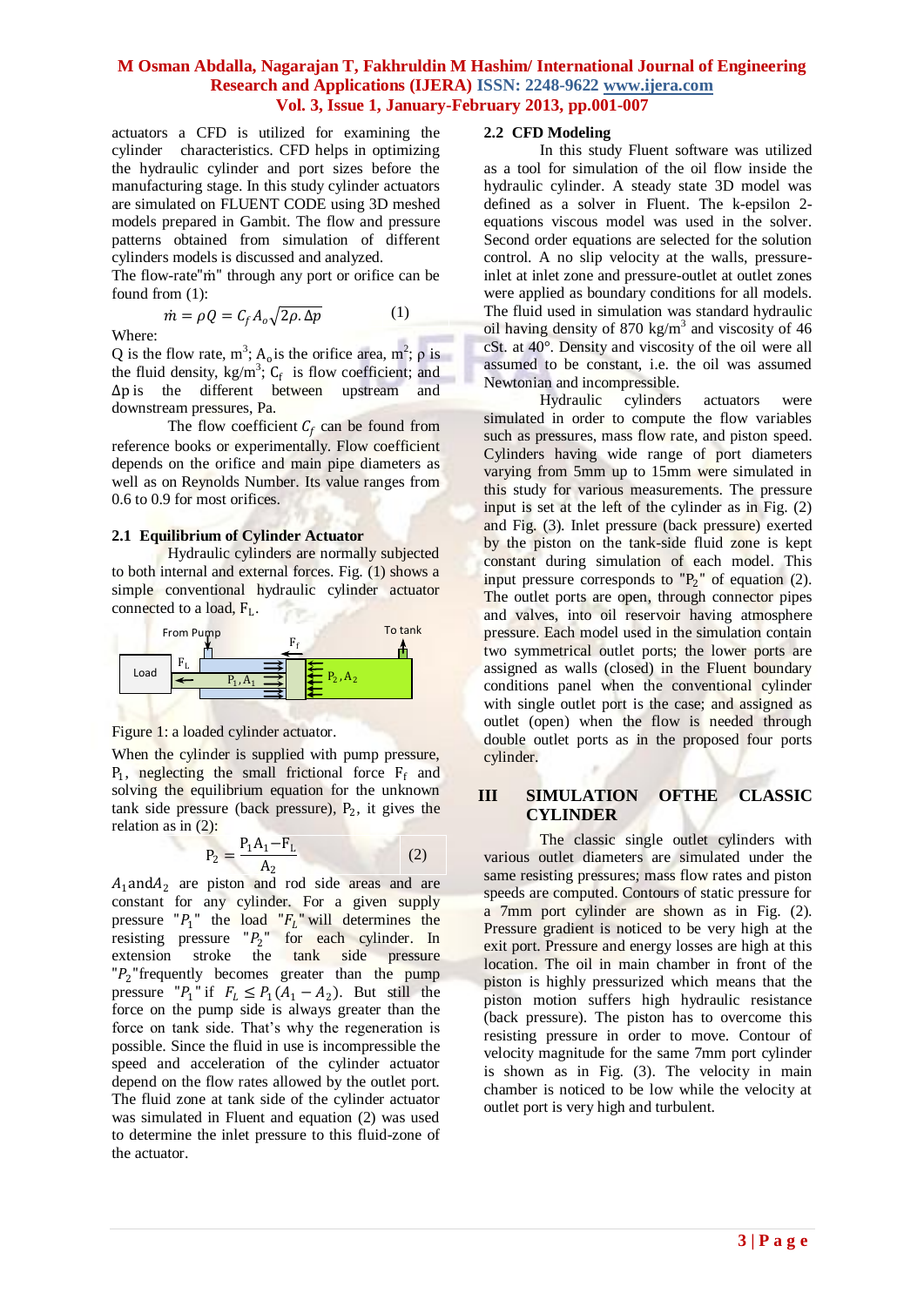actuators a CFD is utilized for examining the cylinder characteristics. CFD helps in optimizing the hydraulic cylinder and port sizes before the manufacturing stage. In this study cylinder actuators are simulated on FLUENT CODE using 3D meshed models prepared in Gambit. The flow and pressure patterns obtained from simulation of different cylinders models is discussed and analyzed.

The flow-rate"$\dot{m}$" through any port or orifice can be found from (1):

$$\dot{m} = \rho Q = C_f A_o \sqrt{2\rho . \Delta p} \qquad (1)$$

Where:

Q is the flow rate, $m^3$; $A_o$ is the orifice area, $m^2$; $\rho$ is the fluid density, $kg/m^3$; $C_f$ is flow coefficient; and $\Delta p$ is the different between upstream and downstream pressures, Pa.

The flow coefficient $C_f$ can be found from reference books or experimentally. Flow coefficient depends on the orifice and main pipe diameters as well as on Reynolds Number. Its value ranges from 0.6 to 0.9 for most orifices.

### 2.1 Equilibrium of Cylinder Actuator

Hydraulic cylinders are normally subjected to both internal and external forces. Fig. (1) shows a simple conventional hydraulic cylinder actuator connected to a load, $F_L$.

Figure 1: a loaded cylinder actuator.

When the cylinder is supplied with pump pressure, $P_1$, neglecting the small frictional force $F_f$ and solving the equilibrium equation for the unknown tank side pressure (back pressure), $P_2$, it gives the relation as in (2):

$$P_2 = \frac{P_1 A_1 - F_L}{A_2} \qquad (2)$$

$A_1$ and $A_2$ are piston and rod side areas and are constant for any cylinder. For a given supply pressure "$P_1$" the load "$F_L$" will determines the resisting pressure "$P_2$" for each cylinder. In extension stroke the tank side pressure "$P_2$"frequently becomes greater than the pump pressure "$P_1$" if $F_L \leq P_1(A_1 - A_2)$. But still the force on the pump side is always greater than the force on tank side. That's why the regeneration is possible. Since the fluid in use is incompressible the speed and acceleration of the cylinder actuator depend on the flow rates allowed by the outlet port. The fluid zone at tank side of the cylinder actuator was simulated in Fluent and equation (2) was used to determine the inlet pressure to this fluid-zone of the actuator.

### 2.2 CFD Modeling

In this study Fluent software was utilized as a tool for simulation of the oil flow inside the hydraulic cylinder. A steady state 3D model was defined as a solver in Fluent. The k-epsilon 2-equations viscous model was used in the solver. Second order equations are selected for the solution control. A no slip velocity at the walls, pressure-inlet at inlet zone and pressure-outlet at outlet zones were applied as boundary conditions for all models. The fluid used in simulation was standard hydraulic oil having density of 870 $kg/m^3$ and viscosity of 46 cSt. at 40°. Density and viscosity of the oil were all assumed to be constant, i.e. the oil was assumed Newtonian and incompressible.

Hydraulic cylinders actuators were simulated in order to compute the flow variables such as pressures, mass flow rate, and piston speed. Cylinders having wide range of port diameters varying from 5mm up to 15mm were simulated in this study for various measurements. The pressure input is set at the left of the cylinder as in Fig. (2) and Fig. (3). Inlet pressure (back pressure) exerted by the piston on the tank-side fluid zone is kept constant during simulation of each model. This input pressure corresponds to "$P_2$" of equation (2). The outlet ports are open, through connector pipes and valves, into oil reservoir having atmosphere pressure. Each model used in the simulation contain two symmetrical outlet ports; the lower ports are assigned as walls (closed) in the Fluent boundary conditions panel when the conventional cylinder with single outlet port is the case; and assigned as outlet (open) when the flow is needed through double outlet ports as in the proposed four ports cylinder.

## III SIMULATION OFTHE CLASSIC CYLINDER

The classic single outlet cylinders with various outlet diameters are simulated under the same resisting pressures; mass flow rates and piston speeds are computed. Contours of static pressure for a 7mm port cylinder are shown as in Fig. (2). Pressure gradient is noticed to be very high at the exit port. Pressure and energy losses are high at this location. The oil in main chamber in front of the piston is highly pressurized which means that the piston motion suffers high hydraulic resistance (back pressure). The piston has to overcome this resisting pressure in order to move. Contour of velocity magnitude for the same 7mm port cylinder is shown as in Fig. (3). The velocity in main chamber is noticed to be low while the velocity at outlet port is very high and turbulent.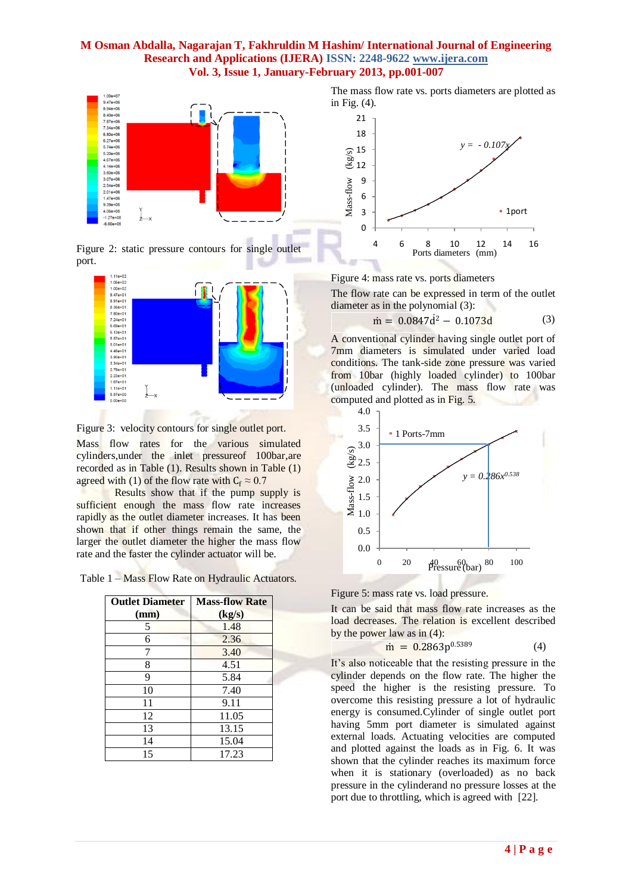Figure 2: static pressure contours for single outlet port.

Figure 3: velocity contours for single outlet port.

Mass flow rates for the various simulated cylinders,under the inlet pressureof 100bar,are recorded as in Table (1). Results shown in Table (1) agreed with (1) of the flow rate with $C_f \approx 0.7$

Results show that if the pump supply is sufficient enough the mass flow rate increases rapidly as the outlet diameter increases. It has been shown that if other things remain the same, the larger the outlet diameter the higher the mass flow rate and the faster the cylinder actuator will be.

Table 1 – Mass Flow Rate on Hydraulic Actuators.

| Outlet Diameter (mm) | Mass-flow Rate (kg/s) |
|---|---|
| 5 | 1.48 |
| 6 | 2.36 |
| 7 | 3.40 |
| 8 | 4.51 |
| 9 | 5.84 |
| 10 | 7.40 |
| 11 | 9.11 |
| 12 | 11.05 |
| 13 | 13.15 |
| 14 | 15.04 |
| 15 | 17.23 |

The mass flow rate vs. ports diameters are plotted as in Fig. (4).

Figure 4: mass rate vs. ports diameters

The flow rate can be expressed in term of the outlet diameter as in the polynomial (3):

$$\dot{m} = 0.0847d^2 - 0.1073d \qquad (3)$$

A conventional cylinder having single outlet port of 7mm diameters is simulated under varied load conditions. The tank-side zone pressure was varied from 10bar (highly loaded cylinder) to 100bar (unloaded cylinder). The mass flow rate was computed and plotted as in Fig. 5.

Figure 5: mass rate vs. load pressure.

It can be said that mass flow rate increases as the load decreases. The relation is excellent described by the power law as in (4):

$$\dot{m} = 0.2863p^{0.5389} \qquad (4)$$

It's also noticeable that the resisting pressure in the cylinder depends on the flow rate. The higher the speed the higher is the resisting pressure. To overcome this resisting pressure a lot of hydraulic energy is consumed.Cylinder of single outlet port having 5mm port diameter is simulated against external loads. Actuating velocities are computed and plotted against the loads as in Fig. 6. It was shown that the cylinder reaches its maximum force when it is stationary (overloaded) as no back pressure in the cylinderand no pressure losses at the port due to throttling, which is agreed with [22].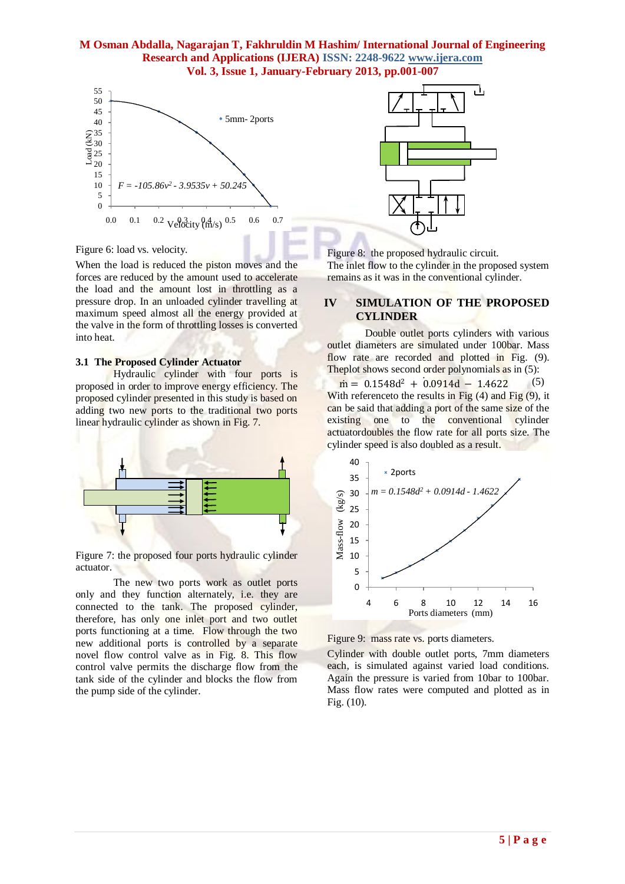Figure 6: load vs. velocity.

When the load is reduced the piston moves and the forces are reduced by the amount used to accelerate the load and the amount lost in throttling as a pressure drop. In an unloaded cylinder travelling at maximum speed almost all the energy provided at the valve in the form of throttling losses is converted into heat.

### 3.1 The Proposed Cylinder Actuator

Hydraulic cylinder with four ports is proposed in order to improve energy efficiency. The proposed cylinder presented in this study is based on adding two new ports to the traditional two ports linear hydraulic cylinder as shown in Fig. 7.

Figure 7: the proposed four ports hydraulic cylinder actuator.

The new two ports work as outlet ports only and they function alternately, i.e. they are connected to the tank. The proposed cylinder, therefore, has only one inlet port and two outlet ports functioning at a time. Flow through the two new additional ports is controlled by a separate novel flow control valve as in Fig. 8. This flow control valve permits the discharge flow from the tank side of the cylinder and blocks the flow from the pump side of the cylinder.

Figure 8: the proposed hydraulic circuit.

The inlet flow to the cylinder in the proposed system remains as it was in the conventional cylinder.

## IV SIMULATION OF THE PROPOSED CYLINDER

Double outlet ports cylinders with various outlet diameters are simulated under 100bar. Mass flow rate are recorded and plotted in Fig. (9). Theplot shows second order polynomials as in (5):

$$\dot{m} = 0.1548d^2 + 0.0914d - 1.4622 \quad (5)$$

With referenceto the results in Fig (4) and Fig (9), it can be said that adding a port of the same size of the existing one to the conventional cylinder actuatordoubles the flow rate for all ports size. The cylinder speed is also doubled as a result.

Figure 9: mass rate vs. ports diameters.

Cylinder with double outlet ports, 7mm diameters each, is simulated against varied load conditions. Again the pressure is varied from 10bar to 100bar. Mass flow rates were computed and plotted as in Fig. (10).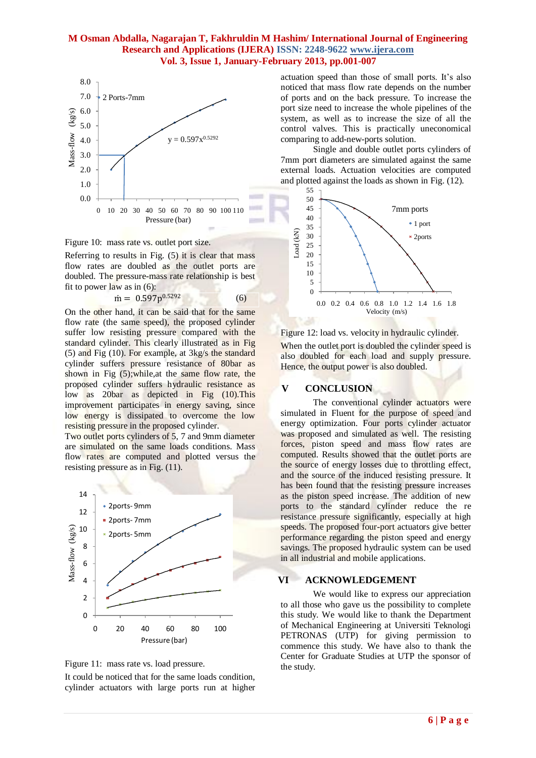Figure 10: mass rate vs. outlet port size.

Referring to results in Fig. (5) it is clear that mass flow rates are doubled as the outlet ports are doubled. The pressure-mass rate relationship is best fit to power law as in (6):

$$\dot{m} = 0.597p^{0.5292} \qquad (6)$$

On the other hand, it can be said that for the same flow rate (the same speed), the proposed cylinder suffer low resisting pressure compared with the standard cylinder. This clearly illustrated as in Fig (5) and Fig (10). For example, at 3kg/s the standard cylinder suffers pressure resistance of 80bar as shown in Fig (5);while,at the same flow rate, the proposed cylinder suffers hydraulic resistance as low as 20bar as depicted in Fig (10).This improvement participates in energy saving, since low energy is dissipated to overcome the low resisting pressure in the proposed cylinder.

Two outlet ports cylinders of 5, 7 and 9mm diameter are simulated on the same loads conditions. Mass flow rates are computed and plotted versus the resisting pressure as in Fig. (11).

Figure 11: mass rate vs. load pressure.

It could be noticed that for the same loads condition, cylinder actuators with large ports run at higher actuation speed than those of small ports. It's also noticed that mass flow rate depends on the number of ports and on the back pressure. To increase the port size need to increase the whole pipelines of the system, as well as to increase the size of all the control valves. This is practically uneconomical comparing to add-new-ports solution.

Single and double outlet ports cylinders of 7mm port diameters are simulated against the same external loads. Actuation velocities are computed and plotted against the loads as shown in Fig. (12).

Figure 12: load vs. velocity in hydraulic cylinder.

When the outlet port is doubled the cylinder speed is also doubled for each load and supply pressure. Hence, the output power is also doubled.

## V CONCLUSION

The conventional cylinder actuators were simulated in Fluent for the purpose of speed and energy optimization. Four ports cylinder actuator was proposed and simulated as well. The resisting forces, piston speed and mass flow rates are computed. Results showed that the outlet ports are the source of energy losses due to throttling effect, and the source of the induced resisting pressure. It has been found that the resisting pressure increases as the piston speed increase. The addition of new ports to the standard cylinder reduce the re resistance pressure significantly, especially at high speeds. The proposed four-port actuators give better performance regarding the piston speed and energy savings. The proposed hydraulic system can be used in all industrial and mobile applications.

## VI ACKNOWLEDGEMENT

We would like to express our appreciation to all those who gave us the possibility to complete this study. We would like to thank the Department of Mechanical Engineering at Universiti Teknologi PETRONAS (UTP) for giving permission to commence this study. We have also to thank the Center for Graduate Studies at UTP the sponsor of the study.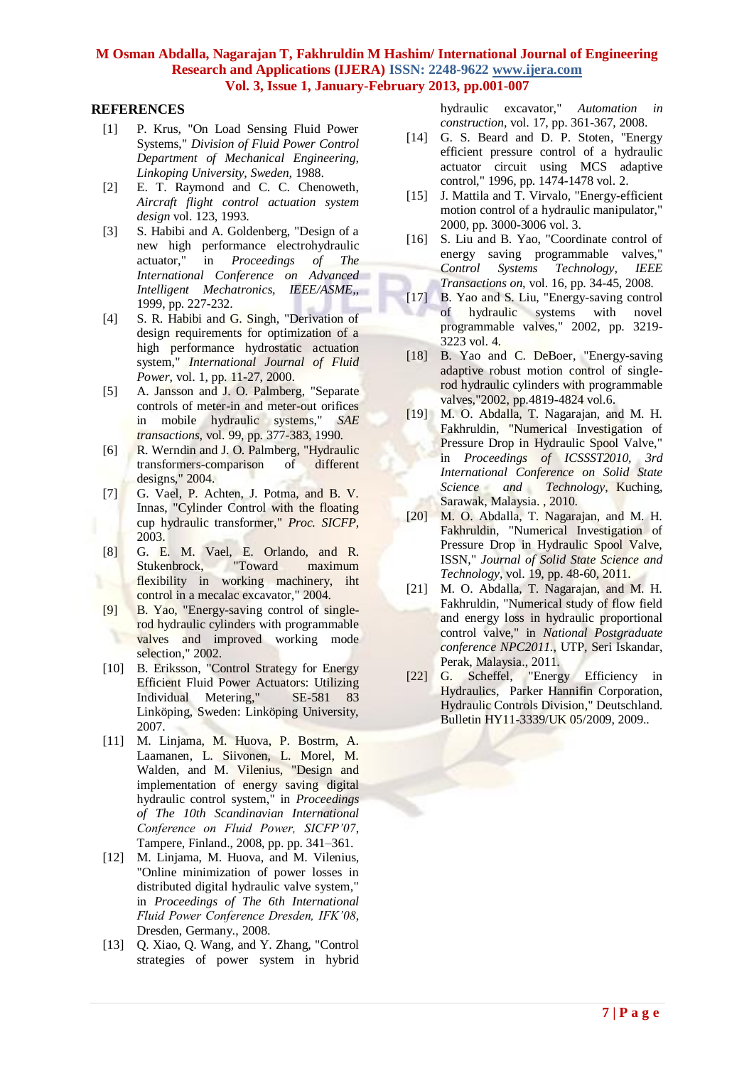## REFERENCES

[1] P. Krus, "On Load Sensing Fluid Power Systems," *Division of Fluid Power Control Department of Mechanical Engineering, Linkoping University, Sweden,* 1988.

[2] E. T. Raymond and C. C. Chenoweth, *Aircraft flight control actuation system design* vol. 123, 1993.

[3] S. Habibi and A. Goldenberg, "Design of a new high performance electrohydraulic actuator," in *Proceedings of The International Conference on Advanced Intelligent Mechatronics, IEEE/ASME,,* 1999, pp. 227-232.

[4] S. R. Habibi and G. Singh, "Derivation of design requirements for optimization of a high performance hydrostatic actuation system," *International Journal of Fluid Power,* vol. 1, pp. 11-27, 2000.

[5] A. Jansson and J. O. Palmberg, "Separate controls of meter-in and meter-out orifices in mobile hydraulic systems," *SAE transactions,* vol. 99, pp. 377-383, 1990.

[6] R. Werndin and J. O. Palmberg, "Hydraulic transformers-comparison of different designs," 2004.

[7] G. Vael, P. Achten, J. Potma, and B. V. Innas, "Cylinder Control with the floating cup hydraulic transformer," *Proc. SICFP,* 2003.

[8] G. E. M. Vael, E. Orlando, and R. Stukenbrock, "Toward maximum flexibility in working machinery, iht control in a mecalac excavator," 2004.

[9] B. Yao, "Energy-saving control of single-rod hydraulic cylinders with programmable valves and improved working mode selection," 2002.

[10] B. Eriksson, "Control Strategy for Energy Efficient Fluid Power Actuators: Utilizing Individual Metering," SE-581 83 Linköping, Sweden: Linköping University, 2007.

[11] M. Linjama, M. Huova, P. Bostrm, A. Laamanen, L. Siivonen, L. Morel, M. Walden, and M. Vilenius, "Design and implementation of energy saving digital hydraulic control system," in *Proceedings of The 10th Scandinavian International Conference on Fluid Power, SICFP'07,* Tampere, Finland., 2008, pp. pp. 341–361.

[12] M. Linjama, M. Huova, and M. Vilenius, "Online minimization of power losses in distributed digital hydraulic valve system," in *Proceedings of The 6th International Fluid Power Conference Dresden, IFK'08,* Dresden, Germany., 2008.

[13] Q. Xiao, Q. Wang, and Y. Zhang, "Control strategies of power system in hybrid hydraulic excavator," *Automation in construction,* vol. 17, pp. 361-367, 2008.

[14] G. S. Beard and D. P. Stoten, "Energy efficient pressure control of a hydraulic actuator circuit using MCS adaptive control," 1996, pp. 1474-1478 vol. 2.

[15] J. Mattila and T. Virvalo, "Energy-efficient motion control of a hydraulic manipulator," 2000, pp. 3000-3006 vol. 3.

[16] S. Liu and B. Yao, "Coordinate control of energy saving programmable valves," *Control Systems Technology, IEEE Transactions on,* vol. 16, pp. 34-45, 2008.

[17] B. Yao and S. Liu, "Energy-saving control of hydraulic systems with novel programmable valves," 2002, pp. 3219-3223 vol. 4.

[18] B. Yao and C. DeBoer, "Energy-saving adaptive robust motion control of single-rod hydraulic cylinders with programmable valves,"2002, pp.4819-4824 vol.6.

[19] M. O. Abdalla, T. Nagarajan, and M. H. Fakhruldin, "Numerical Investigation of Pressure Drop in Hydraulic Spool Valve," in *Proceedings of ICSSST2010, 3rd International Conference on Solid State Science and Technology,* Kuching, Sarawak, Malaysia. , 2010.

[20] M. O. Abdalla, T. Nagarajan, and M. H. Fakhruldin, "Numerical Investigation of Pressure Drop in Hydraulic Spool Valve, ISSN," *Journal of Solid State Science and Technology,* vol. 19, pp. 48-60, 2011.

[21] M. O. Abdalla, T. Nagarajan, and M. H. Fakhruldin, "Numerical study of flow field and energy loss in hydraulic proportional control valve," in *National Postgraduate conference NPC2011.,* UTP, Seri Iskandar, Perak, Malaysia., 2011.

[22] G. Scheffel, "Energy Efficiency in Hydraulics, Parker Hannifin Corporation, Hydraulic Controls Division," Deutschland. Bulletin HY11-3339/UK 05/2009, 2009..